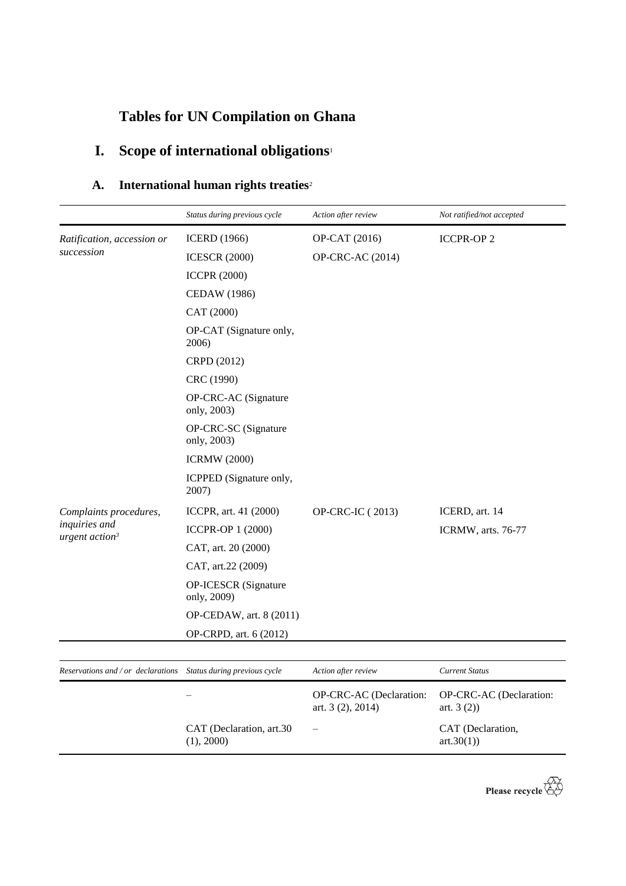# Tables for UN Compilation on Ghana

## I. Scope of international obligations[1]

### A. International human rights treaties[2]

| | *Status during previous cycle* | *Action after review* | *Not ratified/not accepted* |
|---|---|---|---|
| *Ratification, accession or succession* | ICERD (1966) | OP-CAT (2016) | ICCPR-OP 2 |
| | ICESCR (2000) | OP-CRC-AC (2014) | |
| | ICCPR (2000) | | |
| | CEDAW (1986) | | |
| | CAT (2000) | | |
| | OP-CAT (Signature only, 2006) | | |
| | CRPD (2012) | | |
| | CRC (1990) | | |
| | OP-CRC-AC (Signature only, 2003) | | |
| | OP-CRC-SC (Signature only, 2003) | | |
| | ICRMW (2000) | | |
| | ICPPED (Signature only, 2007) | | |
| *Complaints procedures, inquiries and urgent action*[3] | ICCPR, art. 41 (2000) | OP-CRC-IC ( 2013) | ICERD, art. 14 |
| | ICCPR-OP 1 (2000) | | ICRMW, arts. 76-77 |
| | CAT, art. 20 (2000) | | |
| | CAT, art.22 (2009) | | |
| | OP-ICESCR (Signature only, 2009) | | |
| | OP-CEDAW, art. 8 (2011) | | |
| | OP-CRPD, art. 6 (2012) | | |

| *Reservations and / or declarations* | *Status during previous cycle* | *Action after review* | *Current Status* |
|---|---|---|---|
| | – | OP-CRC-AC (Declaration: art. 3 (2), 2014) | OP-CRC-AC (Declaration: art. 3 (2)) |
| | CAT (Declaration, art.30 (1), 2000) | – | CAT (Declaration, art.30(1)) |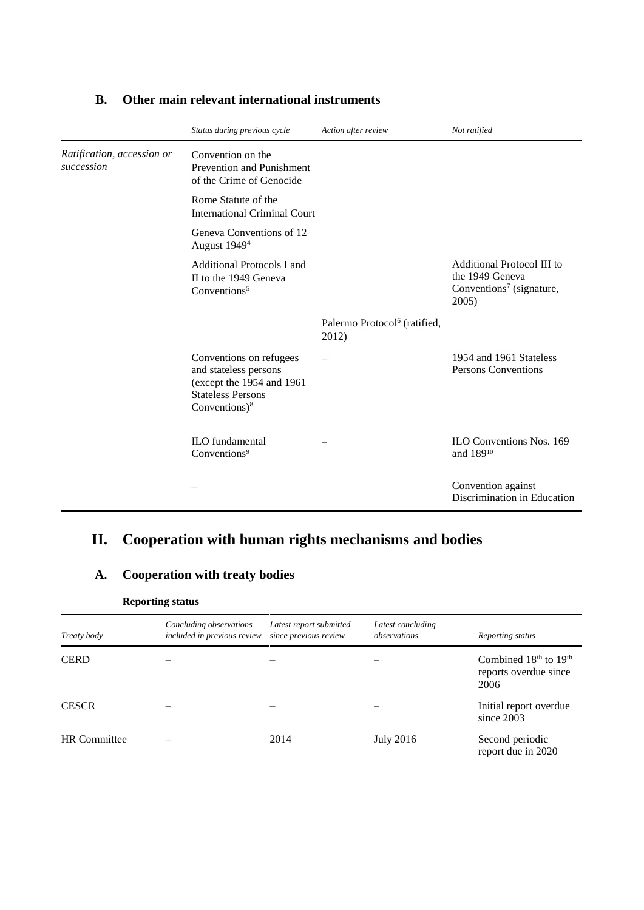## B. Other main relevant international instruments

| | Status during previous cycle | Action after review | Not ratified |
|---|---|---|---|
| *Ratification, accession or succession* | Convention on the Prevention and Punishment of the Crime of Genocide | | |
| | Rome Statute of the International Criminal Court | | |
| | Geneva Conventions of 12 August 1949[4] | | |
| | Additional Protocols I and II to the 1949 Geneva Conventions[5] | | Additional Protocol III to the 1949 Geneva Conventions[7] (signature, 2005) |
| | | Palermo Protocol[6] (ratified, 2012) | |
| | Conventions on refugees and stateless persons (except the 1954 and 1961 Stateless Persons Conventions)[8] | – | 1954 and 1961 Stateless Persons Conventions |
| | ILO fundamental Conventions[9] | – | ILO Conventions Nos. 169 and 189[10] |
| | – | | Convention against Discrimination in Education |

# II. Cooperation with human rights mechanisms and bodies

## A. Cooperation with treaty bodies

**Reporting status**

| *Treaty body* | *Concluding observations included in previous review* | *Latest report submitted since previous review* | *Latest concluding observations* | *Reporting status* |
|---|---|---|---|---|
| CERD | – | – | – | Combined 18th to 19th reports overdue since 2006 |
| CESCR | – | – | – | Initial report overdue since 2003 |
| HR Committee | – | 2014 | July 2016 | Second periodic report due in 2020 |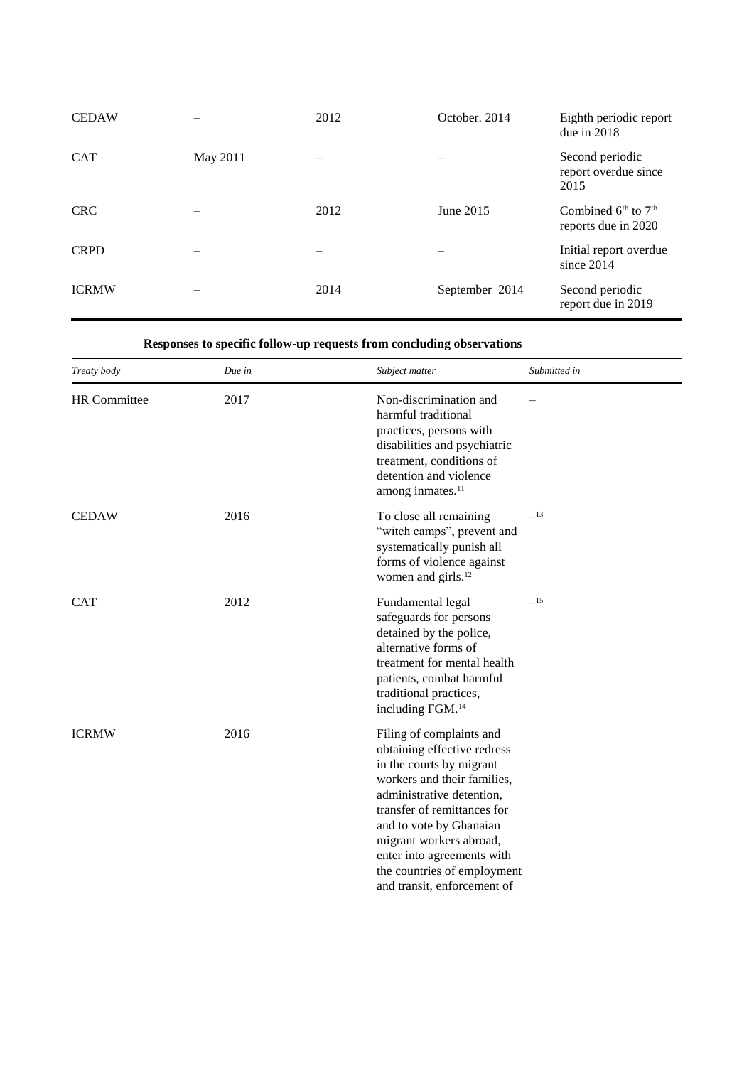| | | | | |
|---|---|---|---|---|
| CEDAW | – | 2012 | October. 2014 | Eighth periodic report due in 2018 |
| CAT | May 2011 | – | – | Second periodic report overdue since 2015 |
| CRC | – | 2012 | June 2015 | Combined 6th to 7th reports due in 2020 |
| CRPD | – | – | – | Initial report overdue since 2014 |
| ICRMW | – | 2014 | September 2014 | Second periodic report due in 2019 |

**Responses to specific follow-up requests from concluding observations**

| *Treaty body* | *Due in* | *Subject matter* | *Submitted in* |
|---|---|---|---|
| HR Committee | 2017 | Non-discrimination and harmful traditional practices, persons with disabilities and psychiatric treatment, conditions of detention and violence among inmates.[11] | – |
| CEDAW | 2016 | To close all remaining "witch camps", prevent and systematically punish all forms of violence against women and girls.[12] | –[13] |
| CAT | 2012 | Fundamental legal safeguards for persons detained by the police, alternative forms of treatment for mental health patients, combat harmful traditional practices, including FGM.[14] | –[15] |
| ICRMW | 2016 | Filing of complaints and obtaining effective redress in the courts by migrant workers and their families, administrative detention, transfer of remittances for and to vote by Ghanaian migrant workers abroad, enter into agreements with the countries of employment and transit, enforcement of | |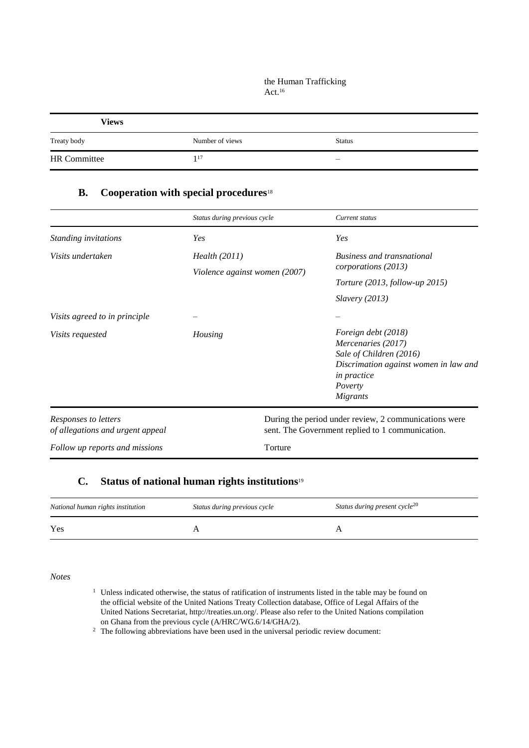the Human Trafficking Act.[16]

| Views | | |
|---|---|---|
| Treaty body | Number of views | Status |
| HR Committee | 1[17] | – |

## B. Cooperation with special procedures[18]

| | *Status during previous cycle* | *Current status* |
|---|---|---|
| *Standing invitations* | *Yes* | *Yes* |
| *Visits undertaken* | *Health (2011)*<br>*Violence against women (2007)* | *Business and transnational corporations (2013)*<br>*Torture (2013, follow-up 2015)*<br>*Slavery (2013)* |
| *Visits agreed to in principle* | – | – |
| *Visits requested* | *Housing* | *Foreign debt (2018)*<br>*Mercenaries (2017)*<br>*Sale of Children (2016)*<br>*Discrimation against women in law and in practice*<br>*Poverty*<br>*Migrants* |
| *Responses to letters of allegations and urgent appeal* | During the period under review, 2 communications were sent. The Government replied to 1 communication. | |
| *Follow up reports and missions* | Torture | |

## C. Status of national human rights institutions[19]

| *National human rights institution* | *Status during previous cycle* | *Status during present cycle*[20] |
|---|---|---|
| Yes | A | A |

*Notes*

[1] Unless indicated otherwise, the status of ratification of instruments listed in the table may be found on the official website of the United Nations Treaty Collection database, Office of Legal Affairs of the United Nations Secretariat, http://treaties.un.org/. Please also refer to the United Nations compilation on Ghana from the previous cycle (A/HRC/WG.6/14/GHA/2).

[2] The following abbreviations have been used in the universal periodic review document: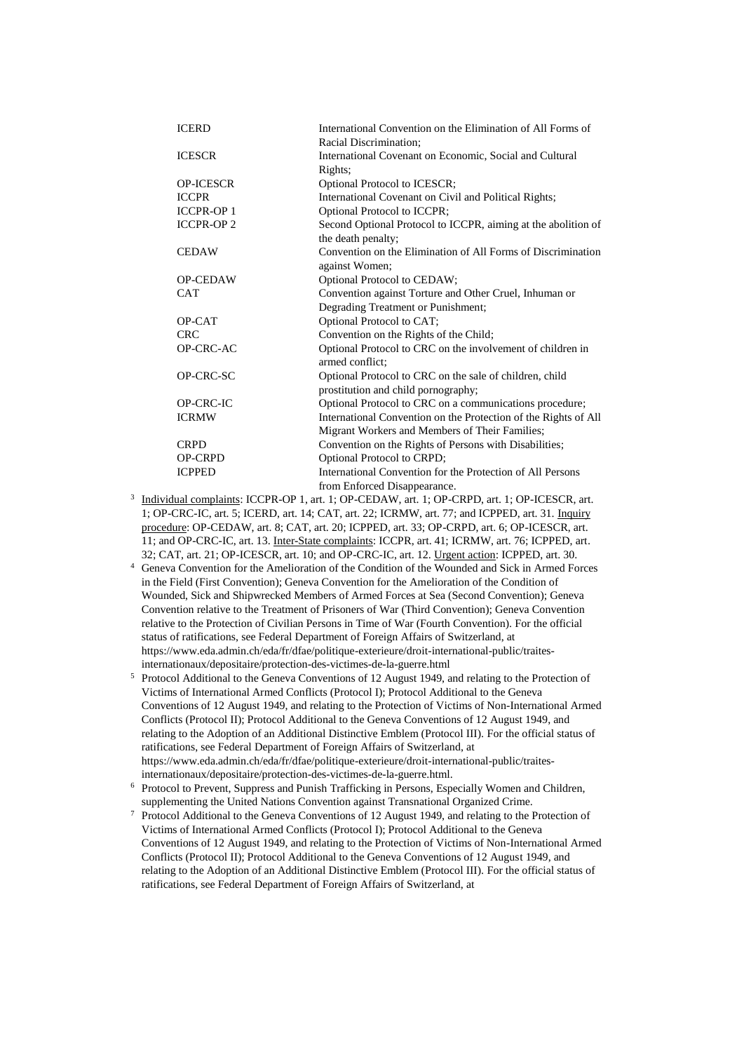| | |
|---|---|
| ICERD | International Convention on the Elimination of All Forms of Racial Discrimination; |
| ICESCR | International Covenant on Economic, Social and Cultural Rights; |
| OP-ICESCR | Optional Protocol to ICESCR; |
| ICCPR | International Covenant on Civil and Political Rights; |
| ICCPR-OP 1 | Optional Protocol to ICCPR; |
| ICCPR-OP 2 | Second Optional Protocol to ICCPR, aiming at the abolition of the death penalty; |
| CEDAW | Convention on the Elimination of All Forms of Discrimination against Women; |
| OP-CEDAW | Optional Protocol to CEDAW; |
| CAT | Convention against Torture and Other Cruel, Inhuman or Degrading Treatment or Punishment; |
| OP-CAT | Optional Protocol to CAT; |
| CRC | Convention on the Rights of the Child; |
| OP-CRC-AC | Optional Protocol to CRC on the involvement of children in armed conflict; |
| OP-CRC-SC | Optional Protocol to CRC on the sale of children, child prostitution and child pornography; |
| OP-CRC-IC | Optional Protocol to CRC on a communications procedure; |
| ICRMW | International Convention on the Protection of the Rights of All Migrant Workers and Members of Their Families; |
| CRPD | Convention on the Rights of Persons with Disabilities; |
| OP-CRPD | Optional Protocol to CRPD; |
| ICPPED | International Convention for the Protection of All Persons from Enforced Disappearance. |

[3] Individual complaints: ICCPR-OP 1, art. 1; OP-CEDAW, art. 1; OP-CRPD, art. 1; OP-ICESCR, art. 1; OP-CRC-IC, art. 5; ICERD, art. 14; CAT, art. 22; ICRMW, art. 77; and ICPPED, art. 31. Inquiry procedure: OP-CEDAW, art. 8; CAT, art. 20; ICPPED, art. 33; OP-CRPD, art. 6; OP-ICESCR, art. 11; and OP-CRC-IC, art. 13. Inter-State complaints: ICCPR, art. 41; ICRMW, art. 76; ICPPED, art. 32; CAT, art. 21; OP-ICESCR, art. 10; and OP-CRC-IC, art. 12. Urgent action: ICPPED, art. 30.

[4] Geneva Convention for the Amelioration of the Condition of the Wounded and Sick in Armed Forces in the Field (First Convention); Geneva Convention for the Amelioration of the Condition of Wounded, Sick and Shipwrecked Members of Armed Forces at Sea (Second Convention); Geneva Convention relative to the Treatment of Prisoners of War (Third Convention); Geneva Convention relative to the Protection of Civilian Persons in Time of War (Fourth Convention). For the official status of ratifications, see Federal Department of Foreign Affairs of Switzerland, at https://www.eda.admin.ch/eda/fr/dfae/politique-exterieure/droit-international-public/traites-internationaux/depositaire/protection-des-victimes-de-la-guerre.html

[5] Protocol Additional to the Geneva Conventions of 12 August 1949, and relating to the Protection of Victims of International Armed Conflicts (Protocol I); Protocol Additional to the Geneva Conventions of 12 August 1949, and relating to the Protection of Victims of Non-International Armed Conflicts (Protocol II); Protocol Additional to the Geneva Conventions of 12 August 1949, and relating to the Adoption of an Additional Distinctive Emblem (Protocol III). For the official status of ratifications, see Federal Department of Foreign Affairs of Switzerland, at https://www.eda.admin.ch/eda/fr/dfae/politique-exterieure/droit-international-public/traites-internationaux/depositaire/protection-des-victimes-de-la-guerre.html.

[6] Protocol to Prevent, Suppress and Punish Trafficking in Persons, Especially Women and Children, supplementing the United Nations Convention against Transnational Organized Crime.

[7] Protocol Additional to the Geneva Conventions of 12 August 1949, and relating to the Protection of Victims of International Armed Conflicts (Protocol I); Protocol Additional to the Geneva Conventions of 12 August 1949, and relating to the Protection of Victims of Non-International Armed Conflicts (Protocol II); Protocol Additional to the Geneva Conventions of 12 August 1949, and relating to the Adoption of an Additional Distinctive Emblem (Protocol III). For the official status of ratifications, see Federal Department of Foreign Affairs of Switzerland, at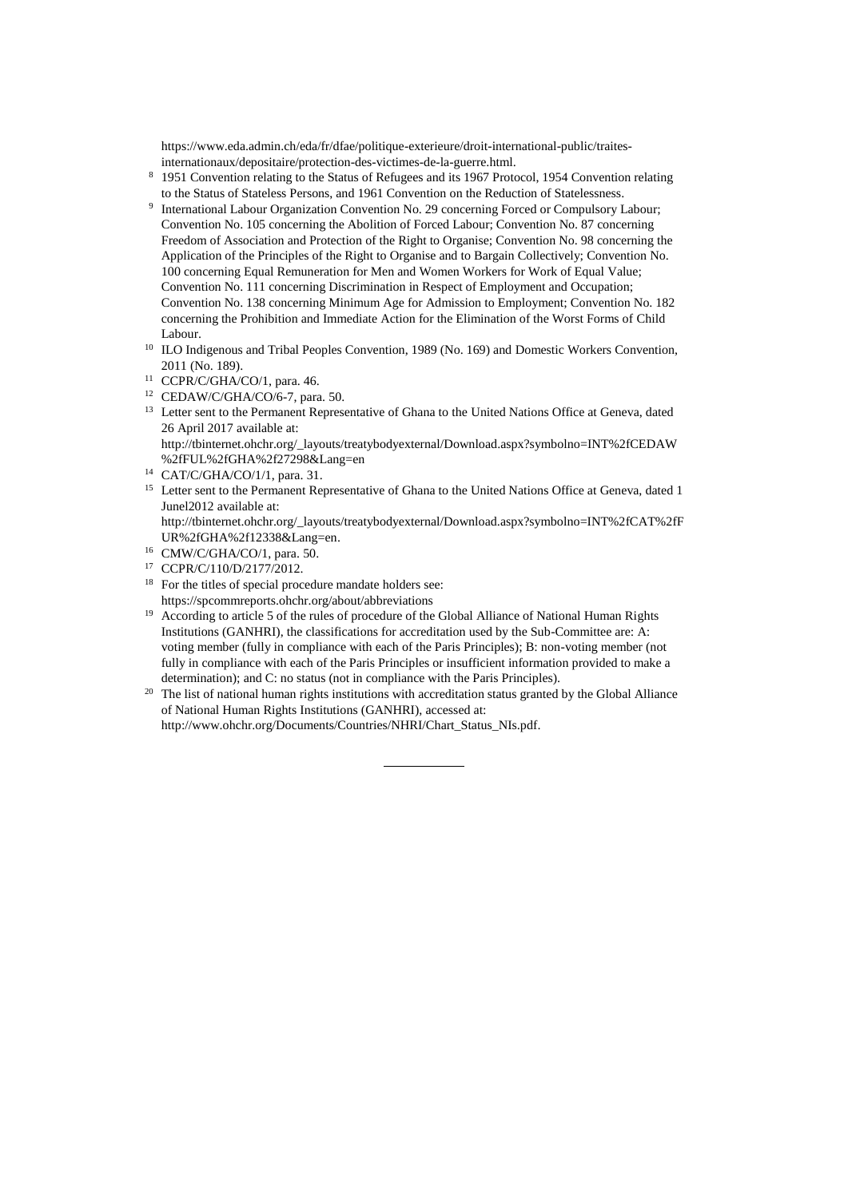https://www.eda.admin.ch/eda/fr/dfae/politique-exterieure/droit-international-public/traites-internationaux/depositaire/protection-des-victimes-de-la-guerre.html.

[8] 1951 Convention relating to the Status of Refugees and its 1967 Protocol, 1954 Convention relating to the Status of Stateless Persons, and 1961 Convention on the Reduction of Statelessness.

[9] International Labour Organization Convention No. 29 concerning Forced or Compulsory Labour; Convention No. 105 concerning the Abolition of Forced Labour; Convention No. 87 concerning Freedom of Association and Protection of the Right to Organise; Convention No. 98 concerning the Application of the Principles of the Right to Organise and to Bargain Collectively; Convention No. 100 concerning Equal Remuneration for Men and Women Workers for Work of Equal Value; Convention No. 111 concerning Discrimination in Respect of Employment and Occupation; Convention No. 138 concerning Minimum Age for Admission to Employment; Convention No. 182 concerning the Prohibition and Immediate Action for the Elimination of the Worst Forms of Child Labour.

[10] ILO Indigenous and Tribal Peoples Convention, 1989 (No. 169) and Domestic Workers Convention, 2011 (No. 189).

[11] CCPR/C/GHA/CO/1, para. 46.

[12] CEDAW/C/GHA/CO/6-7, para. 50.

[13] Letter sent to the Permanent Representative of Ghana to the United Nations Office at Geneva, dated 26 April 2017 available at: http://tbinternet.ohchr.org/_layouts/treatybodyexternal/Download.aspx?symbolno=INT%2fCEDAW%2fFUL%2fGHA%2f27298&Lang=en

[14] CAT/C/GHA/CO/1/1, para. 31.

[15] Letter sent to the Permanent Representative of Ghana to the United Nations Office at Geneva, dated 1 Junel2012 available at: http://tbinternet.ohchr.org/_layouts/treatybodyexternal/Download.aspx?symbolno=INT%2fCAT%2fFUR%2fGHA%2f12338&Lang=en.

[16] CMW/C/GHA/CO/1, para. 50.

[17] CCPR/C/110/D/2177/2012.

[18] For the titles of special procedure mandate holders see: https://spcommreports.ohchr.org/about/abbreviations

[19] According to article 5 of the rules of procedure of the Global Alliance of National Human Rights Institutions (GANHRI), the classifications for accreditation used by the Sub-Committee are: A: voting member (fully in compliance with each of the Paris Principles); B: non-voting member (not fully in compliance with each of the Paris Principles or insufficient information provided to make a determination); and C: no status (not in compliance with the Paris Principles).

[20] The list of national human rights institutions with accreditation status granted by the Global Alliance of National Human Rights Institutions (GANHRI), accessed at: http://www.ohchr.org/Documents/Countries/NHRI/Chart_Status_NIs.pdf.